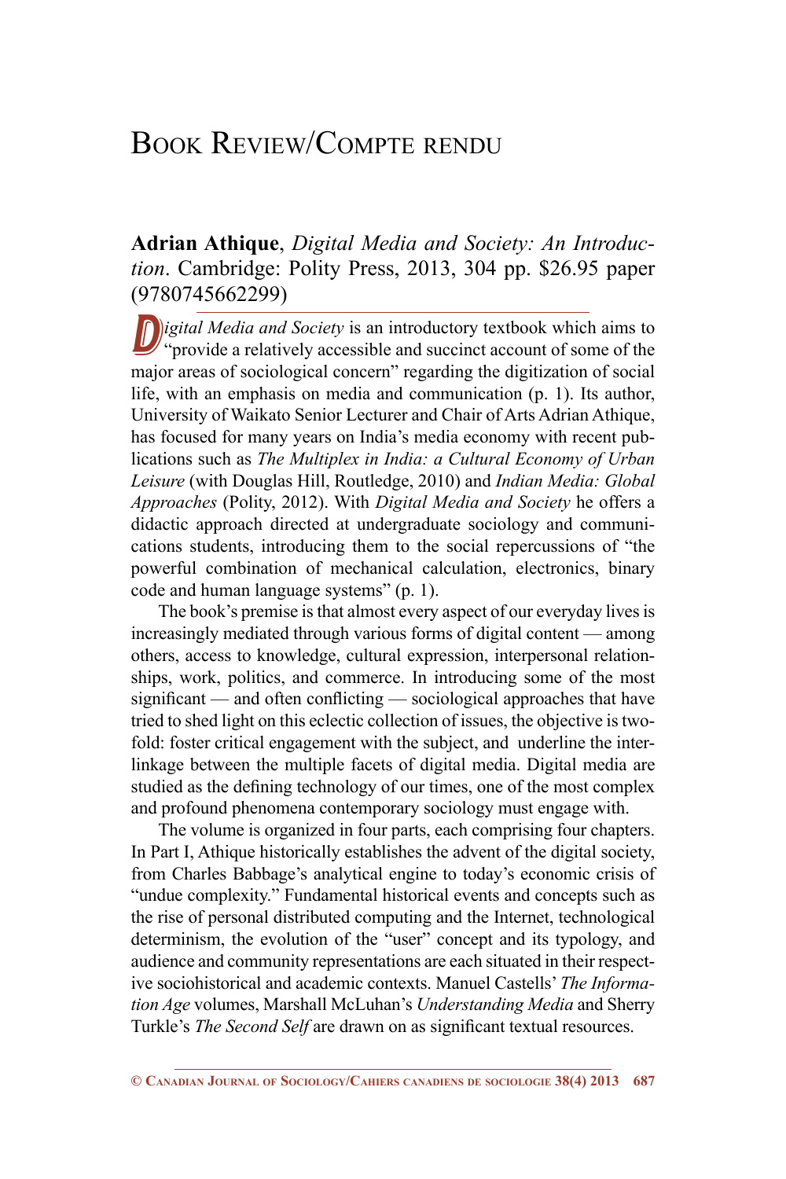# Book Review/Compte rendu

**Adrian Athique**, *Digital Media and Society: An Introduction*. Cambridge: Polity Press, 2013, 304 pp. $26.95 paper (9780745662299)

*Digital Media and Society* is an introductory textbook which aims to "provide a relatively accessible and succinct account of some of the major areas of sociological concern" regarding the digitization of social life, with an emphasis on media and communication (p. 1). Its author, University of Waikato Senior Lecturer and Chair of Arts Adrian Athique, has focused for many years on India's media economy with recent publications such as *The Multiplex in India: a Cultural Economy of Urban Leisure* (with Douglas Hill, Routledge, 2010) and *Indian Media: Global Approaches* (Polity, 2012). With *Digital Media and Society* he offers a didactic approach directed at undergraduate sociology and communications students, introducing them to the social repercussions of "the powerful combination of mechanical calculation, electronics, binary code and human language systems" (p. 1).

The book's premise is that almost every aspect of our everyday lives is increasingly mediated through various forms of digital content — among others, access to knowledge, cultural expression, interpersonal relationships, work, politics, and commerce. In introducing some of the most significant — and often conflicting — sociological approaches that have tried to shed light on this eclectic collection of issues, the objective is twofold: foster critical engagement with the subject, and underline the interlinkage between the multiple facets of digital media. Digital media are studied as the defining technology of our times, one of the most complex and profound phenomena contemporary sociology must engage with.

The volume is organized in four parts, each comprising four chapters. In Part I, Athique historically establishes the advent of the digital society, from Charles Babbage's analytical engine to today's economic crisis of "undue complexity." Fundamental historical events and concepts such as the rise of personal distributed computing and the Internet, technological determinism, the evolution of the "user" concept and its typology, and audience and community representations are each situated in their respective sociohistorical and academic contexts. Manuel Castells' *The Information Age* volumes, Marshall McLuhan's *Understanding Media* and Sherry Turkle's *The Second Self* are drawn on as significant textual resources.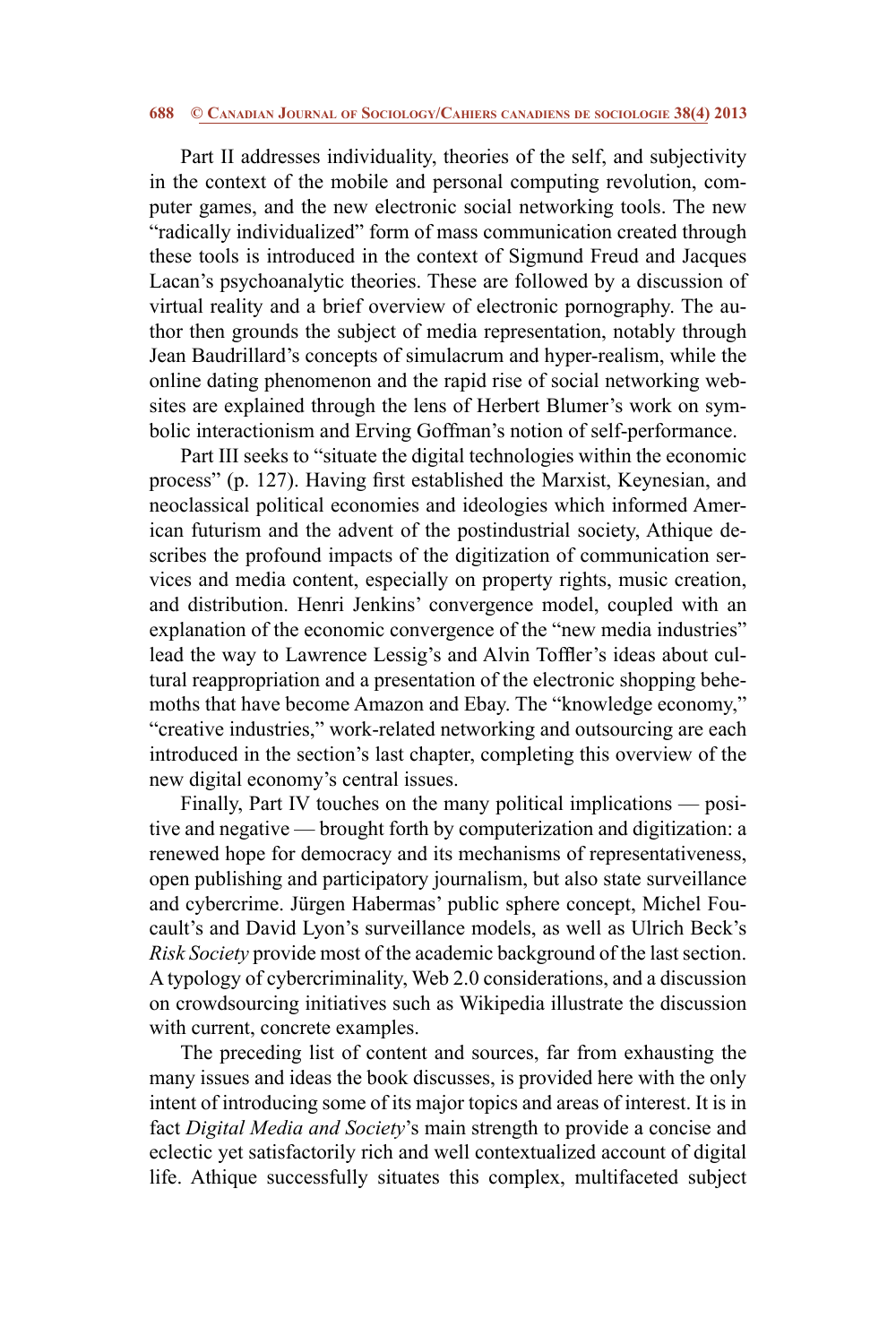Part II addresses individuality, theories of the self, and subjectivity in the context of the mobile and personal computing revolution, computer games, and the new electronic social networking tools. The new "radically individualized" form of mass communication created through these tools is introduced in the context of Sigmund Freud and Jacques Lacan's psychoanalytic theories. These are followed by a discussion of virtual reality and a brief overview of electronic pornography. The author then grounds the subject of media representation, notably through Jean Baudrillard's concepts of simulacrum and hyper-realism, while the online dating phenomenon and the rapid rise of social networking websites are explained through the lens of Herbert Blumer's work on symbolic interactionism and Erving Goffman's notion of self-performance.

Part III seeks to "situate the digital technologies within the economic process" (p. 127). Having first established the Marxist, Keynesian, and neoclassical political economies and ideologies which informed American futurism and the advent of the postindustrial society, Athique describes the profound impacts of the digitization of communication services and media content, especially on property rights, music creation, and distribution. Henri Jenkins' convergence model, coupled with an explanation of the economic convergence of the "new media industries" lead the way to Lawrence Lessig's and Alvin Toffler's ideas about cultural reappropriation and a presentation of the electronic shopping behemoths that have become Amazon and Ebay. The "knowledge economy," "creative industries," work-related networking and outsourcing are each introduced in the section's last chapter, completing this overview of the new digital economy's central issues.

Finally, Part IV touches on the many political implications — positive and negative — brought forth by computerization and digitization: a renewed hope for democracy and its mechanisms of representativeness, open publishing and participatory journalism, but also state surveillance and cybercrime. Jürgen Habermas' public sphere concept, Michel Foucault's and David Lyon's surveillance models, as well as Ulrich Beck's *Risk Society* provide most of the academic background of the last section. A typology of cybercriminality, Web 2.0 considerations, and a discussion on crowdsourcing initiatives such as Wikipedia illustrate the discussion with current, concrete examples.

The preceding list of content and sources, far from exhausting the many issues and ideas the book discusses, is provided here with the only intent of introducing some of its major topics and areas of interest. It is in fact *Digital Media and Society*'s main strength to provide a concise and eclectic yet satisfactorily rich and well contextualized account of digital life. Athique successfully situates this complex, multifaceted subject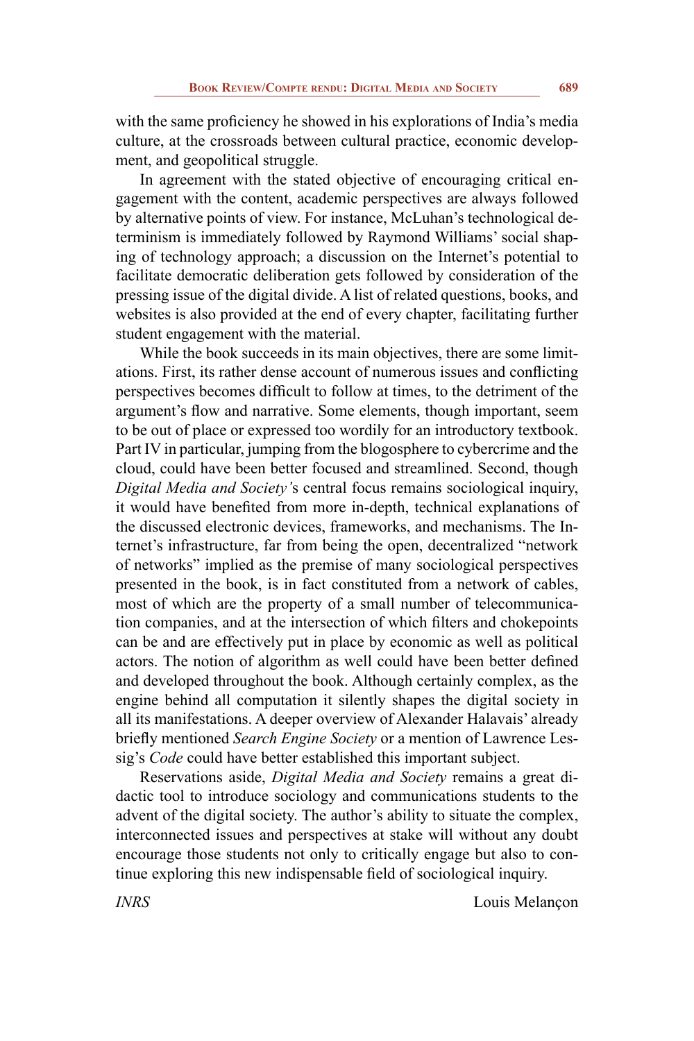with the same proficiency he showed in his explorations of India's media culture, at the crossroads between cultural practice, economic development, and geopolitical struggle.

In agreement with the stated objective of encouraging critical engagement with the content, academic perspectives are always followed by alternative points of view. For instance, McLuhan's technological determinism is immediately followed by Raymond Williams' social shaping of technology approach; a discussion on the Internet's potential to facilitate democratic deliberation gets followed by consideration of the pressing issue of the digital divide. A list of related questions, books, and websites is also provided at the end of every chapter, facilitating further student engagement with the material.

While the book succeeds in its main objectives, there are some limitations. First, its rather dense account of numerous issues and conflicting perspectives becomes difficult to follow at times, to the detriment of the argument's flow and narrative. Some elements, though important, seem to be out of place or expressed too wordily for an introductory textbook. Part IV in particular, jumping from the blogosphere to cybercrime and the cloud, could have been better focused and streamlined. Second, though *Digital Media and Society'*s central focus remains sociological inquiry, it would have benefited from more in-depth, technical explanations of the discussed electronic devices, frameworks, and mechanisms. The Internet's infrastructure, far from being the open, decentralized "network of networks" implied as the premise of many sociological perspectives presented in the book, is in fact constituted from a network of cables, most of which are the property of a small number of telecommunication companies, and at the intersection of which filters and chokepoints can be and are effectively put in place by economic as well as political actors. The notion of algorithm as well could have been better defined and developed throughout the book. Although certainly complex, as the engine behind all computation it silently shapes the digital society in all its manifestations. A deeper overview of Alexander Halavais' already briefly mentioned *Search Engine Society* or a mention of Lawrence Lessig's *Code* could have better established this important subject.

Reservations aside, *Digital Media and Society* remains a great didactic tool to introduce sociology and communications students to the advent of the digital society. The author's ability to situate the complex, interconnected issues and perspectives at stake will without any doubt encourage those students not only to critically engage but also to continue exploring this new indispensable field of sociological inquiry.

*INRS* Louis Melançon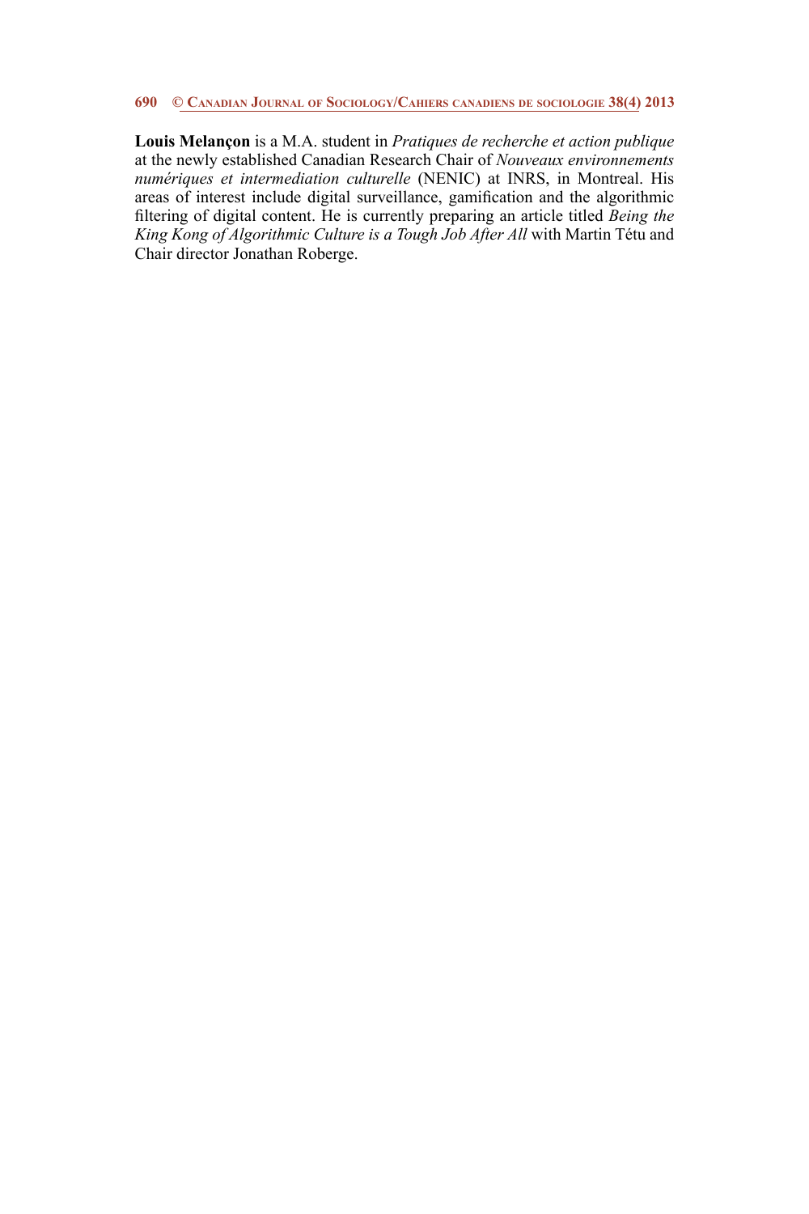**Louis Melançon** is a M.A. student in *Pratiques de recherche et action publique* at the newly established Canadian Research Chair of *Nouveaux environnements numériques et intermediation culturelle* (NENIC) at INRS, in Montreal. His areas of interest include digital surveillance, gamification and the algorithmic filtering of digital content. He is currently preparing an article titled *Being the King Kong of Algorithmic Culture is a Tough Job After All* with Martin Tétu and Chair director Jonathan Roberge.